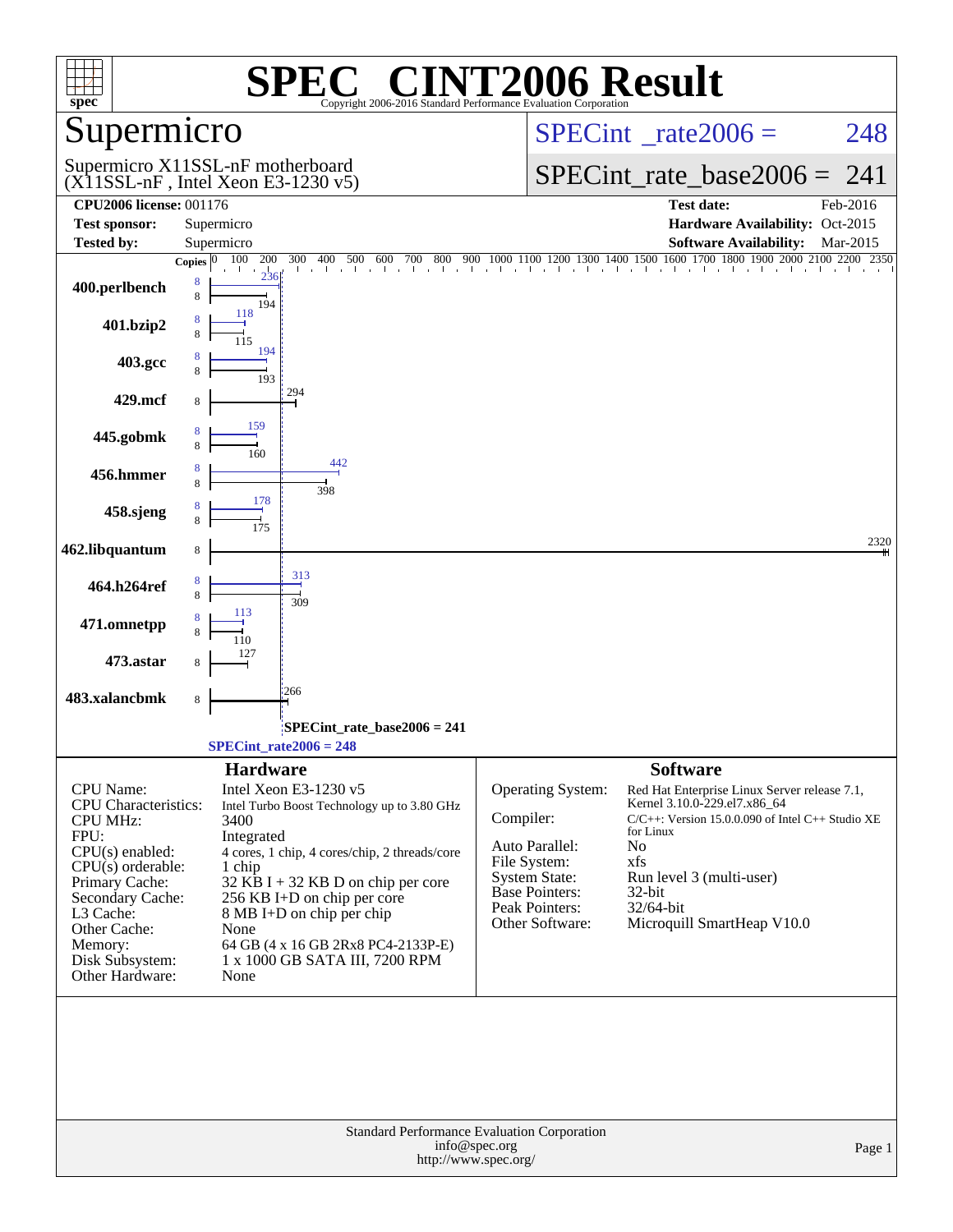# SPEC CINT2006 Result

Copyright 2006-2016 Standard Performance Evaluation Corporation

## Supermicro

Supermicro X11SSL-nF motherboard
(X11SSL-nF , Intel Xeon E3-1230 v5)

SPECint_rate2006 = 248

SPECint_rate_base2006 = 241

| | | | |
|---|---|---|---|
| **CPU2006 license:** 001176 | | **Test date:** | Feb-2016 |
| **Test sponsor:** | Supermicro | **Hardware Availability:** | Oct-2015 |
| **Tested by:** | Supermicro | **Software Availability:** | Mar-2015 |

| Benchmark | Copies (peak) | Copies (base) | Peak | Base |
|---|---|---|---|---|
| 400.perlbench | 8 | 8 | 236 | 194 |
| 401.bzip2 | 8 | 8 | 118 | 115 |
| 403.gcc | 8 | 8 | 194 | 193 |
| 429.mcf | | 8 | | 294 |
| 445.gobmk | 8 | 8 | 159 | 160 |
| 456.hmmer | 8 | 8 | 442 | 398 |
| 458.sjeng | 8 | 8 | 178 | 175 |
| 462.libquantum | | 8 | | 2320 |
| 464.h264ref | 8 | 8 | 313 | 309 |
| 471.omnetpp | 8 | 8 | 113 | 110 |
| 473.astar | | 8 | | 127 |
| 483.xalancbmk | | 8 | | 266 |

SPECint_rate_base2006 = 241

SPECint_rate2006 = 248

### Hardware

| | |
|---|---|
| CPU Name: | Intel Xeon E3-1230 v5 |
| CPU Characteristics: | Intel Turbo Boost Technology up to 3.80 GHz |
| CPU MHz: | 3400 |
| FPU: | Integrated |
| CPU(s) enabled: | 4 cores, 1 chip, 4 cores/chip, 2 threads/core |
| CPU(s) orderable: | 1 chip |
| Primary Cache: | 32 KB I + 32 KB D on chip per core |
| Secondary Cache: | 256 KB I+D on chip per core |
| L3 Cache: | 8 MB I+D on chip per chip |
| Other Cache: | None |
| Memory: | 64 GB (4 x 16 GB 2Rx8 PC4-2133P-E) |
| Disk Subsystem: | 1 x 1000 GB SATA III, 7200 RPM |
| Other Hardware: | None |

### Software

| | |
|---|---|
| Operating System: | Red Hat Enterprise Linux Server release 7.1, Kernel 3.10.0-229.el7.x86_64 |
| Compiler: | C/C++: Version 15.0.0.090 of Intel C++ Studio XE for Linux |
| Auto Parallel: | No |
| File System: | xfs |
| System State: | Run level 3 (multi-user) |
| Base Pointers: | 32-bit |
| Peak Pointers: | 32/64-bit |
| Other Software: | Microquill SmartHeap V10.0 |

Standard Performance Evaluation Corporation
info@spec.org
http://www.spec.org/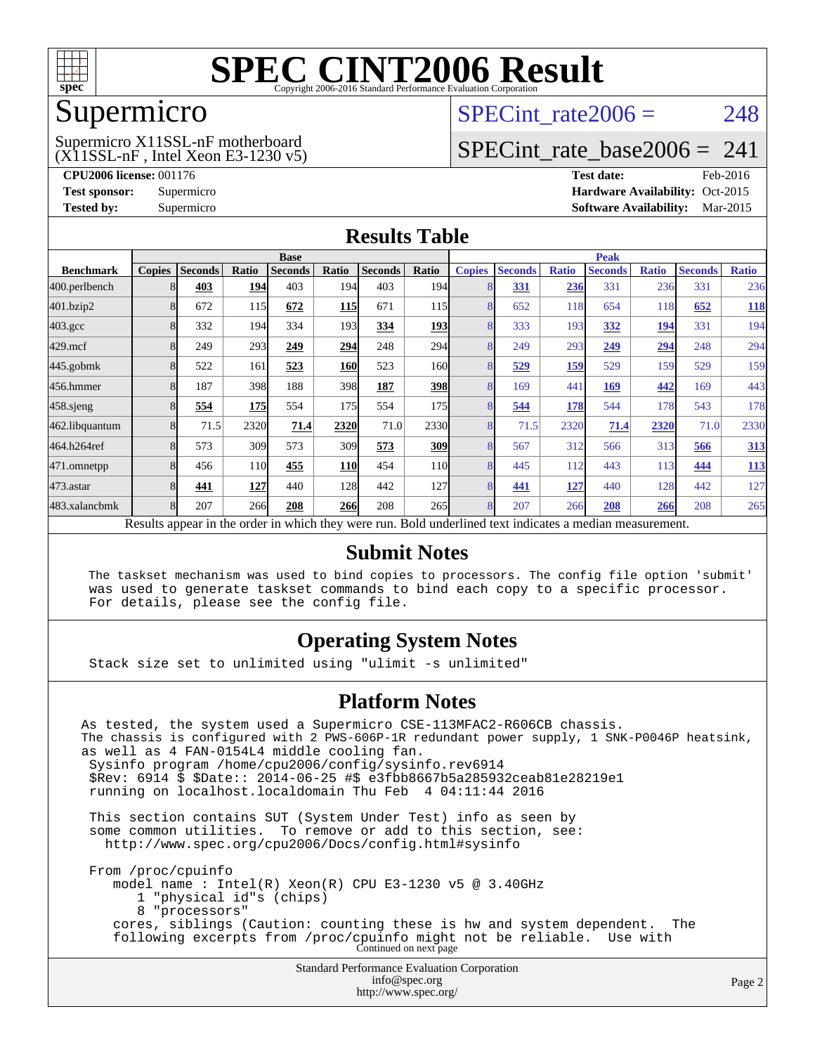# SPEC CINT2006 Result

Copyright 2006-2016 Standard Performance Evaluation Corporation

## Supermicro

Supermicro X11SSL-nF motherboard
(X11SSL-nF , Intel Xeon E3-1230 v5)

SPECint_rate2006 = 248

SPECint_rate_base2006 = 241

**CPU2006 license:** 001176
**Test sponsor:** Supermicro
**Tested by:** Supermicro

**Test date:** Feb-2016
**Hardware Availability:** Oct-2015
**Software Availability:** Mar-2015

## Results Table

| Benchmark | Base | | | | | | | Peak | | | | | | |
|---|---|---|---|---|---|---|---|---|---|---|---|---|---|---|
| | Copies | Seconds | Ratio | Seconds | Ratio | Seconds | Ratio | Copies | Seconds | Ratio | Seconds | Ratio | Seconds | Ratio |
| 400.perlbench | 8 | **403** | **194** | 403 | 194 | 403 | 194 | 8 | **331** | **236** | 331 | 236 | 331 | 236 |
| 401.bzip2 | 8 | 672 | 115 | **672** | **115** | 671 | 115 | 8 | 652 | 118 | 654 | 118 | **652** | **118** |
| 403.gcc | 8 | 332 | 194 | 334 | 193 | **334** | **193** | 8 | 333 | 193 | **332** | **194** | 331 | 194 |
| 429.mcf | 8 | 249 | 293 | **249** | **294** | 248 | 294 | 8 | 249 | 293 | **249** | **294** | 248 | 294 |
| 445.gobmk | 8 | 522 | 161 | **523** | **160** | 523 | 160 | 8 | **529** | **159** | 529 | 159 | 529 | 159 |
| 456.hmmer | 8 | 187 | 398 | 188 | 398 | **187** | **398** | 8 | 169 | 441 | **169** | **442** | 169 | 443 |
| 458.sjeng | 8 | **554** | **175** | 554 | 175 | 554 | 175 | 8 | **544** | **178** | 544 | 178 | 543 | 178 |
| 462.libquantum | 8 | 71.5 | 2320 | **71.4** | **2320** | 71.0 | 2330 | 8 | 71.5 | 2320 | **71.4** | **2320** | 71.0 | 2330 |
| 464.h264ref | 8 | 573 | 309 | 573 | 309 | **573** | **309** | 8 | 567 | 312 | 566 | 313 | **566** | **313** |
| 471.omnetpp | 8 | 456 | 110 | **455** | **110** | 454 | 110 | 8 | 445 | 112 | 443 | 113 | **444** | **113** |
| 473.astar | 8 | **441** | **127** | 440 | 128 | 442 | 127 | 8 | **441** | **127** | 440 | 128 | 442 | 127 |
| 483.xalancbmk | 8 | 207 | 266 | **208** | **266** | 208 | 265 | 8 | 207 | 266 | **208** | **266** | 208 | 265 |

Results appear in the order in which they were run. Bold underlined text indicates a median measurement.

## Submit Notes

```
The taskset mechanism was used to bind copies to processors. The config file option 'submit'
was used to generate taskset commands to bind each copy to a specific processor.
For details, please see the config file.
```

## Operating System Notes

```
Stack size set to unlimited using "ulimit -s unlimited"
```

## Platform Notes

```
As tested, the system used a Supermicro CSE-113MFAC2-R606CB chassis.
The chassis is configured with 2 PWS-606P-1R redundant power supply, 1 SNK-P0046P heatsink,
as well as 4 FAN-0154L4 middle cooling fan.
 Sysinfo program /home/cpu2006/config/sysinfo.rev6914
 $Rev: 6914 $ $Date:: 2014-06-25 #$ e3fbb8667b5a285932ceab81e28219e1
 running on localhost.localdomain Thu Feb  4 04:11:44 2016

 This section contains SUT (System Under Test) info as seen by
 some common utilities.  To remove or add to this section, see:
   http://www.spec.org/cpu2006/Docs/config.html#sysinfo

 From /proc/cpuinfo
    model name : Intel(R) Xeon(R) CPU E3-1230 v5 @ 3.40GHz
       1 "physical id"s (chips)
       8 "processors"
    cores, siblings (Caution: counting these is hw and system dependent.  The
    following excerpts from /proc/cpuinfo might not be reliable.  Use with
```

Continued on next page

Standard Performance Evaluation Corporation
info@spec.org
http://www.spec.org/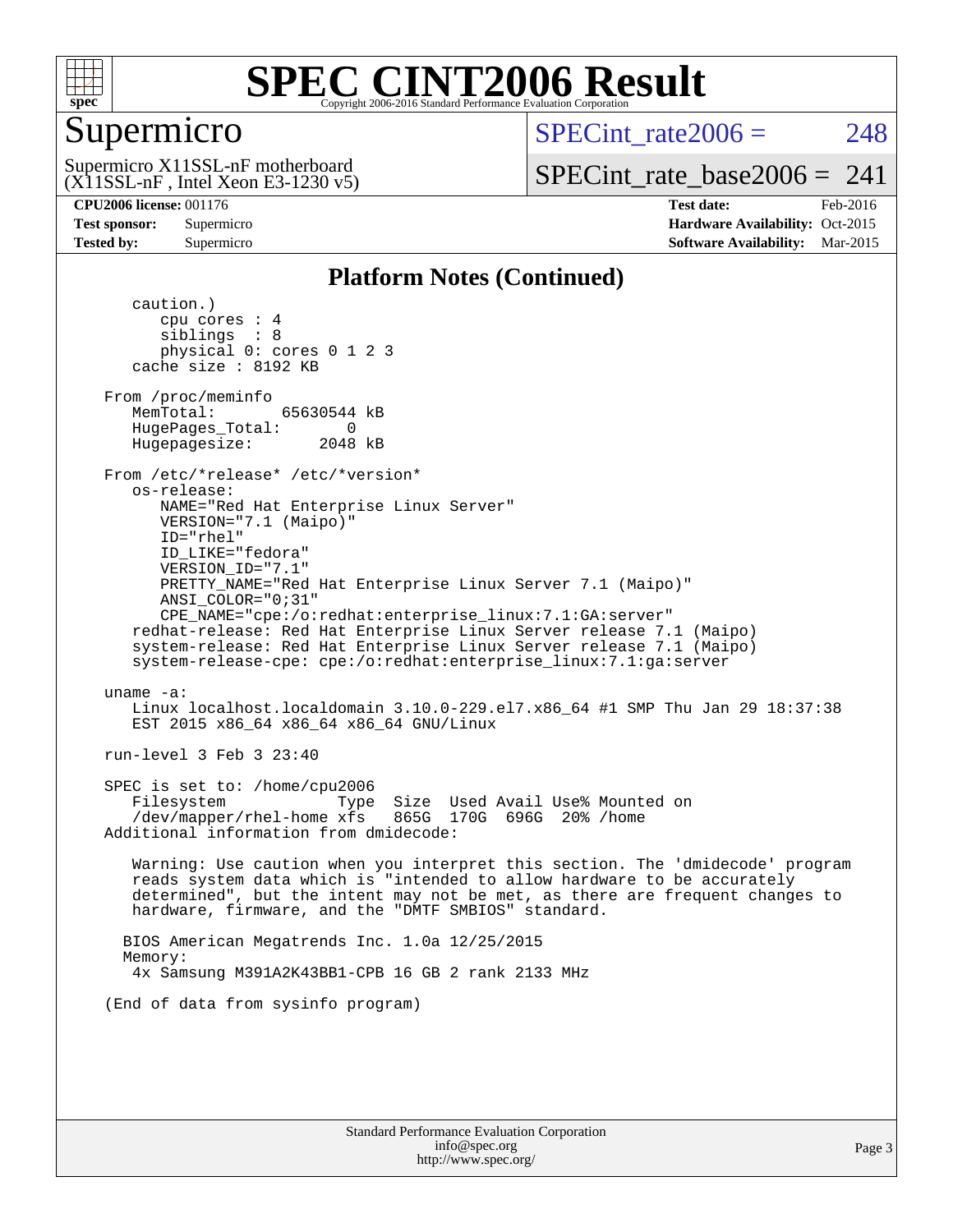# SPEC CINT2006 Result

## Supermicro

Supermicro X11SSL-nF motherboard
(X11SSL-nF , Intel Xeon E3-1230 v5)

SPECint_rate2006 = 248

SPECint_rate_base2006 = 241

**CPU2006 license:** 001176
**Test sponsor:** Supermicro
**Tested by:** Supermicro

**Test date:** Feb-2016
**Hardware Availability:** Oct-2015
**Software Availability:** Mar-2015

### Platform Notes (Continued)

```
      caution.)
         cpu cores : 4
         siblings  : 8
         physical 0: cores 0 1 2 3
      cache size : 8192 KB

   From /proc/meminfo
      MemTotal:       65630544 kB
      HugePages_Total:       0
      Hugepagesize:       2048 kB

   From /etc/*release* /etc/*version*
      os-release:
         NAME="Red Hat Enterprise Linux Server"
         VERSION="7.1 (Maipo)"
         ID="rhel"
         ID_LIKE="fedora"
         VERSION_ID="7.1"
         PRETTY_NAME="Red Hat Enterprise Linux Server 7.1 (Maipo)"
         ANSI_COLOR="0;31"
         CPE_NAME="cpe:/o:redhat:enterprise_linux:7.1:GA:server"
      redhat-release: Red Hat Enterprise Linux Server release 7.1 (Maipo)
      system-release: Red Hat Enterprise Linux Server release 7.1 (Maipo)
      system-release-cpe: cpe:/o:redhat:enterprise_linux:7.1:ga:server

   uname -a:
      Linux localhost.localdomain 3.10.0-229.el7.x86_64 #1 SMP Thu Jan 29 18:37:38
      EST 2015 x86_64 x86_64 x86_64 GNU/Linux

   run-level 3 Feb 3 23:40

   SPEC is set to: /home/cpu2006
      Filesystem            Type  Size  Used Avail Use% Mounted on
      /dev/mapper/rhel-home xfs   865G  170G  696G  20% /home
   Additional information from dmidecode:

      Warning: Use caution when you interpret this section. The 'dmidecode' program
      reads system data which is "intended to allow hardware to be accurately
      determined", but the intent may not be met, as there are frequent changes to
      hardware, firmware, and the "DMTF SMBIOS" standard.

     BIOS American Megatrends Inc. 1.0a 12/25/2015
     Memory:
      4x Samsung M391A2K43BB1-CPB 16 GB 2 rank 2133 MHz

   (End of data from sysinfo program)
```

Standard Performance Evaluation Corporation
info@spec.org
http://www.spec.org/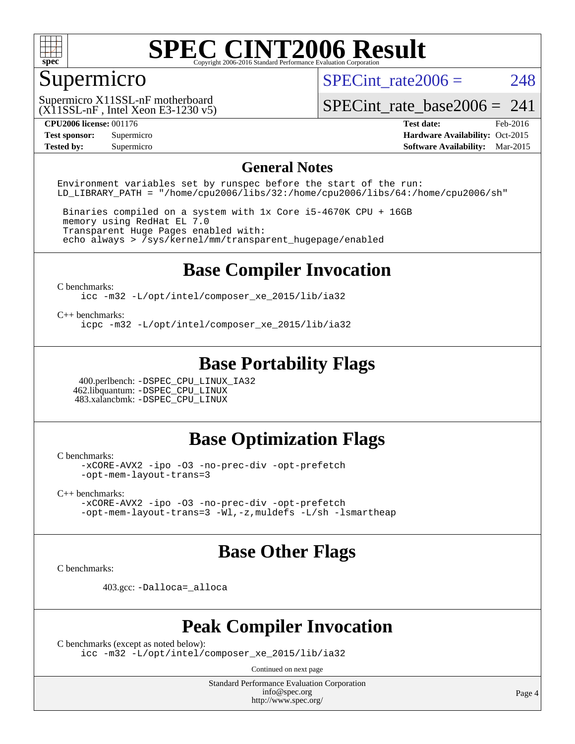# SPEC CINT2006 Result

Copyright 2006-2016 Standard Performance Evaluation Corporation

## Supermicro

Supermicro X11SSL-nF motherboard
(X11SSL-nF , Intel Xeon E3-1230 v5)

SPECint_rate2006 = 248

SPECint_rate_base2006 = 241

| | | | |
|---|---|---|---|
| **CPU2006 license:** 001176 | | **Test date:** | Feb-2016 |
| **Test sponsor:** | Supermicro | **Hardware Availability:** | Oct-2015 |
| **Tested by:** | Supermicro | **Software Availability:** | Mar-2015 |

## General Notes

```
Environment variables set by runspec before the start of the run:
LD_LIBRARY_PATH = "/home/cpu2006/libs/32:/home/cpu2006/libs/64:/home/cpu2006/sh"

 Binaries compiled on a system with 1x Core i5-4670K CPU + 16GB
 memory using RedHat EL 7.0
 Transparent Huge Pages enabled with:
 echo always > /sys/kernel/mm/transparent_hugepage/enabled
```

## Base Compiler Invocation

C benchmarks:
```
icc -m32 -L/opt/intel/composer_xe_2015/lib/ia32
```

C++ benchmarks:
```
icpc -m32 -L/opt/intel/composer_xe_2015/lib/ia32
```

## Base Portability Flags

400.perlbench: `-DSPEC_CPU_LINUX_IA32`
462.libquantum: `-DSPEC_CPU_LINUX`
483.xalancbmk: `-DSPEC_CPU_LINUX`

## Base Optimization Flags

C benchmarks:
```
-xCORE-AVX2 -ipo -O3 -no-prec-div -opt-prefetch
-opt-mem-layout-trans=3
```

C++ benchmarks:
```
-xCORE-AVX2 -ipo -O3 -no-prec-div -opt-prefetch
-opt-mem-layout-trans=3 -Wl,-z,muldefs -L/sh -lsmartheap
```

## Base Other Flags

C benchmarks:

403.gcc: `-Dalloca=_alloca`

## Peak Compiler Invocation

C benchmarks (except as noted below):
```
icc -m32 -L/opt/intel/composer_xe_2015/lib/ia32
```

Continued on next page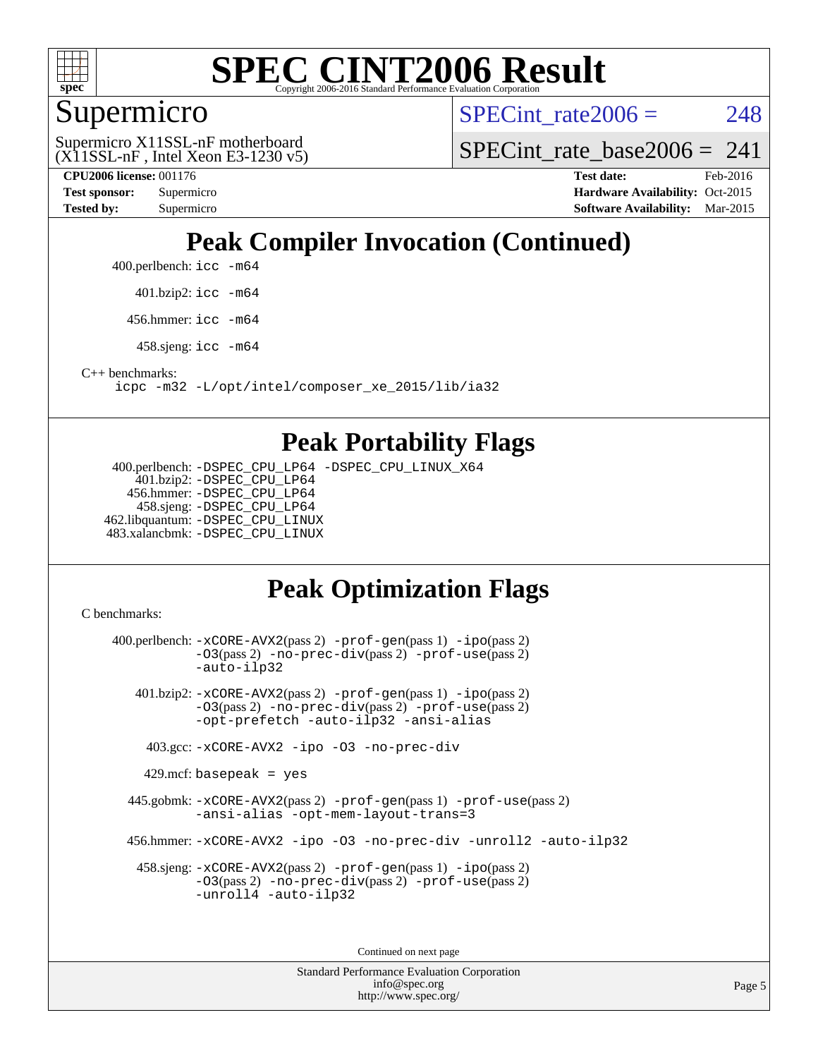# SPEC CINT2006 Result

Copyright 2006-2016 Standard Performance Evaluation Corporation

## Supermicro

Supermicro X11SSL-nF motherboard
(X11SSL-nF , Intel Xeon E3-1230 v5)

SPECint_rate2006 = 248

SPECint_rate_base2006 = 241

**CPU2006 license:** 001176
**Test sponsor:** Supermicro
**Tested by:** Supermicro

**Test date:** Feb-2016
**Hardware Availability:** Oct-2015
**Software Availability:** Mar-2015

## Peak Compiler Invocation (Continued)

400.perlbench: icc -m64

401.bzip2: icc -m64

456.hmmer: icc -m64

458.sjeng: icc -m64

C++ benchmarks:
icpc -m32 -L/opt/intel/composer_xe_2015/lib/ia32

## Peak Portability Flags

400.perlbench: -DSPEC_CPU_LP64 -DSPEC_CPU_LINUX_X64
401.bzip2: -DSPEC_CPU_LP64
456.hmmer: -DSPEC_CPU_LP64
458.sjeng: -DSPEC_CPU_LP64
462.libquantum: -DSPEC_CPU_LINUX
483.xalancbmk: -DSPEC_CPU_LINUX

## Peak Optimization Flags

C benchmarks:

400.perlbench: -xCORE-AVX2(pass 2) -prof-gen(pass 1) -ipo(pass 2) -O3(pass 2) -no-prec-div(pass 2) -prof-use(pass 2) -auto-ilp32

401.bzip2: -xCORE-AVX2(pass 2) -prof-gen(pass 1) -ipo(pass 2) -O3(pass 2) -no-prec-div(pass 2) -prof-use(pass 2) -opt-prefetch -auto-ilp32 -ansi-alias

403.gcc: -xCORE-AVX2 -ipo -O3 -no-prec-div

429.mcf: basepeak = yes

445.gobmk: -xCORE-AVX2(pass 2) -prof-gen(pass 1) -prof-use(pass 2) -ansi-alias -opt-mem-layout-trans=3

456.hmmer: -xCORE-AVX2 -ipo -O3 -no-prec-div -unroll2 -auto-ilp32

458.sjeng: -xCORE-AVX2(pass 2) -prof-gen(pass 1) -ipo(pass 2) -O3(pass 2) -no-prec-div(pass 2) -prof-use(pass 2) -unroll4 -auto-ilp32

Continued on next page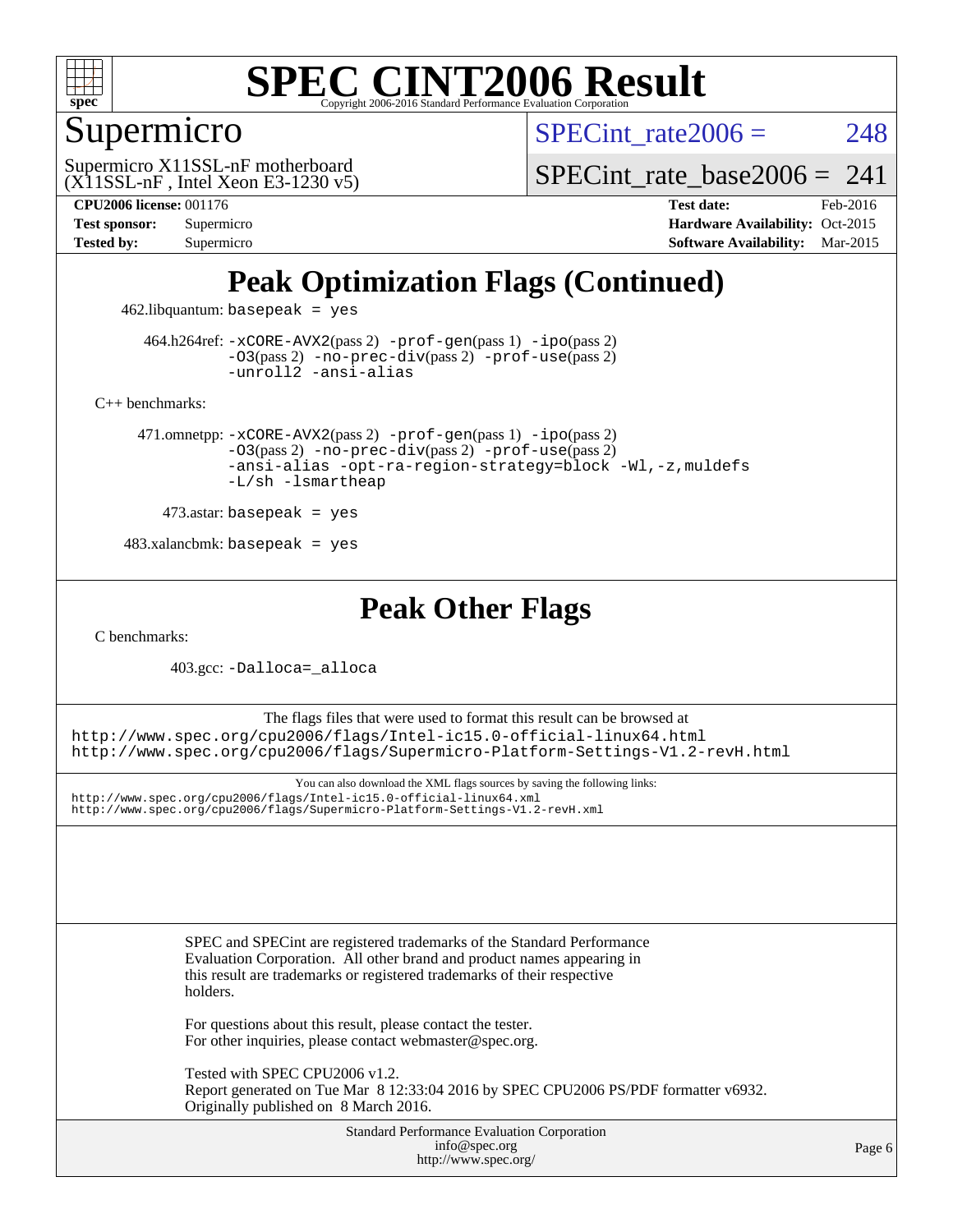# Peak Optimization Flags (Continued)

462.libquantum: basepeak = yes

464.h264ref: -xCORE-AVX2(pass 2) -prof-gen(pass 1) -ipo(pass 2) -O3(pass 2) -no-prec-div(pass 2) -prof-use(pass 2) -unroll2 -ansi-alias

C++ benchmarks:

471.omnetpp: -xCORE-AVX2(pass 2) -prof-gen(pass 1) -ipo(pass 2) -O3(pass 2) -no-prec-div(pass 2) -prof-use(pass 2) -ansi-alias -opt-ra-region-strategy=block -Wl,-z,muldefs -L/sh -lsmartheap

473.astar: basepeak = yes

483.xalancbmk: basepeak = yes

# Peak Other Flags

C benchmarks:

403.gcc: -Dalloca=_alloca

The flags files that were used to format this result can be browsed at
http://www.spec.org/cpu2006/flags/Intel-ic15.0-official-linux64.html
http://www.spec.org/cpu2006/flags/Supermicro-Platform-Settings-V1.2-revH.html

You can also download the XML flags sources by saving the following links:
http://www.spec.org/cpu2006/flags/Intel-ic15.0-official-linux64.xml
http://www.spec.org/cpu2006/flags/Supermicro-Platform-Settings-V1.2-revH.xml

SPEC and SPECint are registered trademarks of the Standard Performance Evaluation Corporation. All other brand and product names appearing in this result are trademarks or registered trademarks of their respective holders.

For questions about this result, please contact the tester.
For other inquiries, please contact webmaster@spec.org.

Tested with SPEC CPU2006 v1.2.
Report generated on Tue Mar 8 12:33:04 2016 by SPEC CPU2006 PS/PDF formatter v6932.
Originally published on 8 March 2016.